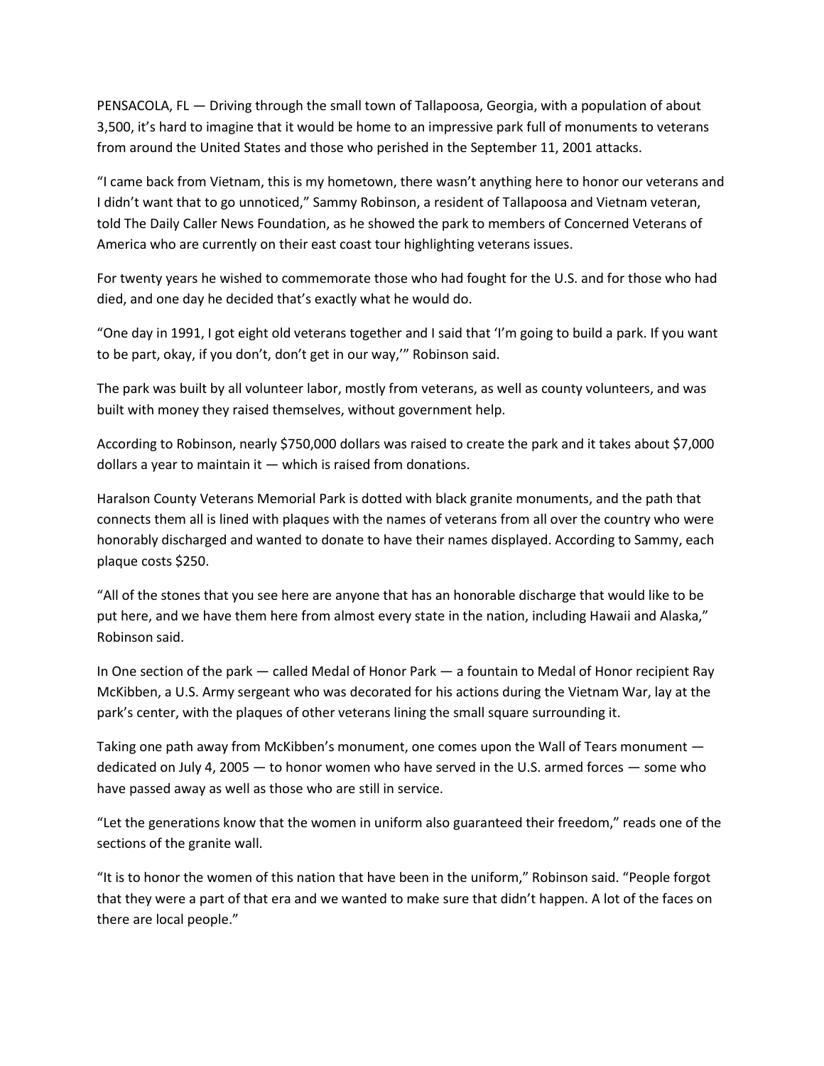PENSACOLA, FL — Driving through the small town of Tallapoosa, Georgia, with a population of about 3,500, it's hard to imagine that it would be home to an impressive park full of monuments to veterans from around the United States and those who perished in the September 11, 2001 attacks.

"I came back from Vietnam, this is my hometown, there wasn't anything here to honor our veterans and I didn't want that to go unnoticed," Sammy Robinson, a resident of Tallapoosa and Vietnam veteran, told The Daily Caller News Foundation, as he showed the park to members of Concerned Veterans of America who are currently on their east coast tour highlighting veterans issues.

For twenty years he wished to commemorate those who had fought for the U.S. and for those who had died, and one day he decided that's exactly what he would do.

"One day in 1991, I got eight old veterans together and I said that 'I'm going to build a park. If you want to be part, okay, if you don't, don't get in our way,'" Robinson said.

The park was built by all volunteer labor, mostly from veterans, as well as county volunteers, and was built with money they raised themselves, without government help.

According to Robinson, nearly $750,000 dollars was raised to create the park and it takes about $7,000 dollars a year to maintain it — which is raised from donations.

Haralson County Veterans Memorial Park is dotted with black granite monuments, and the path that connects them all is lined with plaques with the names of veterans from all over the country who were honorably discharged and wanted to donate to have their names displayed. According to Sammy, each plaque costs $250.

"All of the stones that you see here are anyone that has an honorable discharge that would like to be put here, and we have them here from almost every state in the nation, including Hawaii and Alaska," Robinson said.

In One section of the park — called Medal of Honor Park — a fountain to Medal of Honor recipient Ray McKibben, a U.S. Army sergeant who was decorated for his actions during the Vietnam War, lay at the park's center, with the plaques of other veterans lining the small square surrounding it.

Taking one path away from McKibben's monument, one comes upon the Wall of Tears monument — dedicated on July 4, 2005 — to honor women who have served in the U.S. armed forces — some who have passed away as well as those who are still in service.

"Let the generations know that the women in uniform also guaranteed their freedom," reads one of the sections of the granite wall.

"It is to honor the women of this nation that have been in the uniform," Robinson said. "People forgot that they were a part of that era and we wanted to make sure that didn't happen. A lot of the faces on there are local people."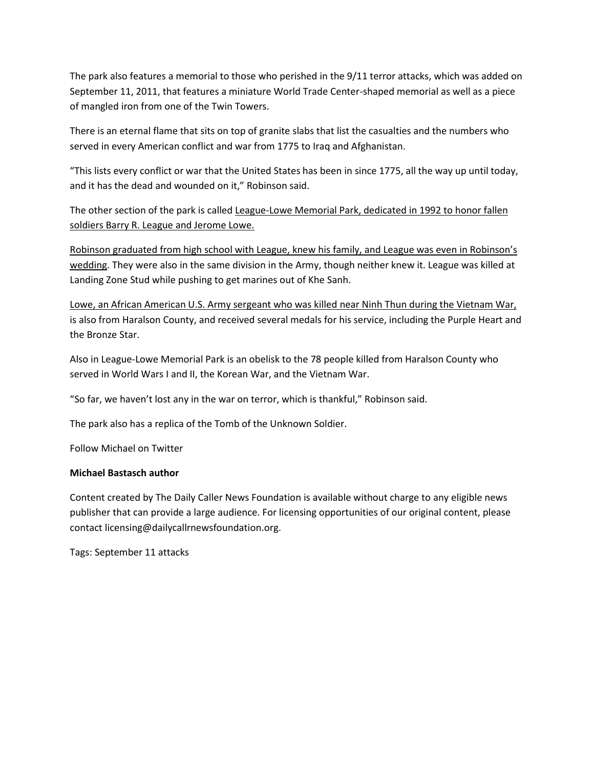The park also features a memorial to those who perished in the 9/11 terror attacks, which was added on September 11, 2011, that features a miniature World Trade Center-shaped memorial as well as a piece of mangled iron from one of the Twin Towers.

There is an eternal flame that sits on top of granite slabs that list the casualties and the numbers who served in every American conflict and war from 1775 to Iraq and Afghanistan.

"This lists every conflict or war that the United States has been in since 1775, all the way up until today, and it has the dead and wounded on it," Robinson said.

The other section of the park is called League-Lowe Memorial Park, dedicated in 1992 to honor fallen soldiers Barry R. League and Jerome Lowe.

Robinson graduated from high school with League, knew his family, and League was even in Robinson's wedding. They were also in the same division in the Army, though neither knew it. League was killed at Landing Zone Stud while pushing to get marines out of Khe Sanh.

Lowe, an African American U.S. Army sergeant who was killed near Ninh Thun during the Vietnam War, is also from Haralson County, and received several medals for his service, including the Purple Heart and the Bronze Star.

Also in League-Lowe Memorial Park is an obelisk to the 78 people killed from Haralson County who served in World Wars I and II, the Korean War, and the Vietnam War.

"So far, we haven't lost any in the war on terror, which is thankful," Robinson said.

The park also has a replica of the Tomb of the Unknown Soldier.

Follow Michael on Twitter

**Michael Bastasch author**

Content created by The Daily Caller News Foundation is available without charge to any eligible news publisher that can provide a large audience. For licensing opportunities of our original content, please contact licensing@dailycallrnewsfoundation.org.

Tags: September 11 attacks